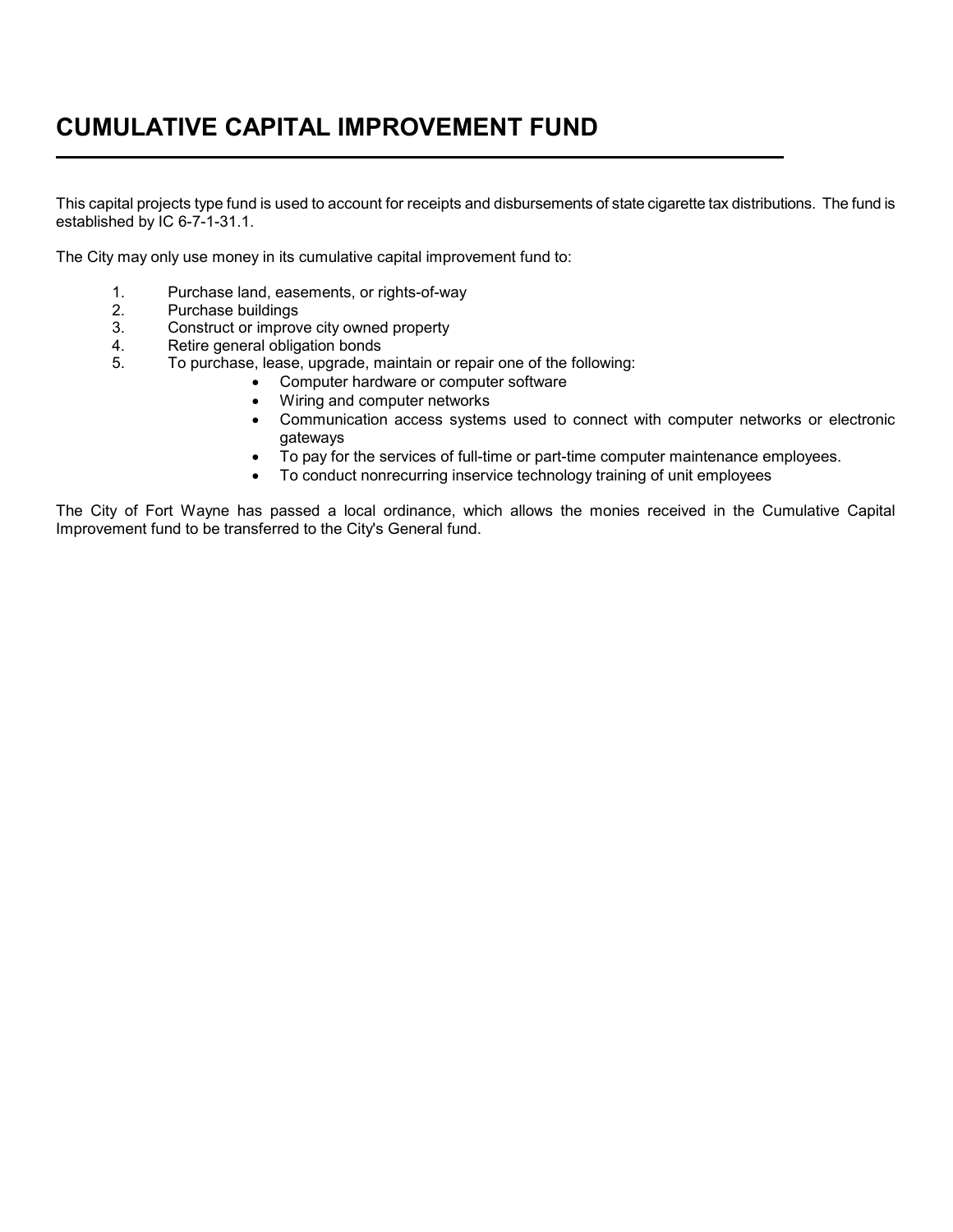# CUMULATIVE CAPITAL IMPROVEMENT FUND

This capital projects type fund is used to account for receipts and disbursements of state cigarette tax distributions. The fund is established by IC 6-7-1-31.1.

The City may only use money in its cumulative capital improvement fund to:

1. Purchase land, easements, or rights-of-way
2. Purchase buildings
3. Construct or improve city owned property
4. Retire general obligation bonds
5. To purchase, lease, upgrade, maintain or repair one of the following:
   - Computer hardware or computer software
   - Wiring and computer networks
   - Communication access systems used to connect with computer networks or electronic gateways
   - To pay for the services of full-time or part-time computer maintenance employees.
   - To conduct nonrecurring inservice technology training of unit employees

The City of Fort Wayne has passed a local ordinance, which allows the monies received in the Cumulative Capital Improvement fund to be transferred to the City's General fund.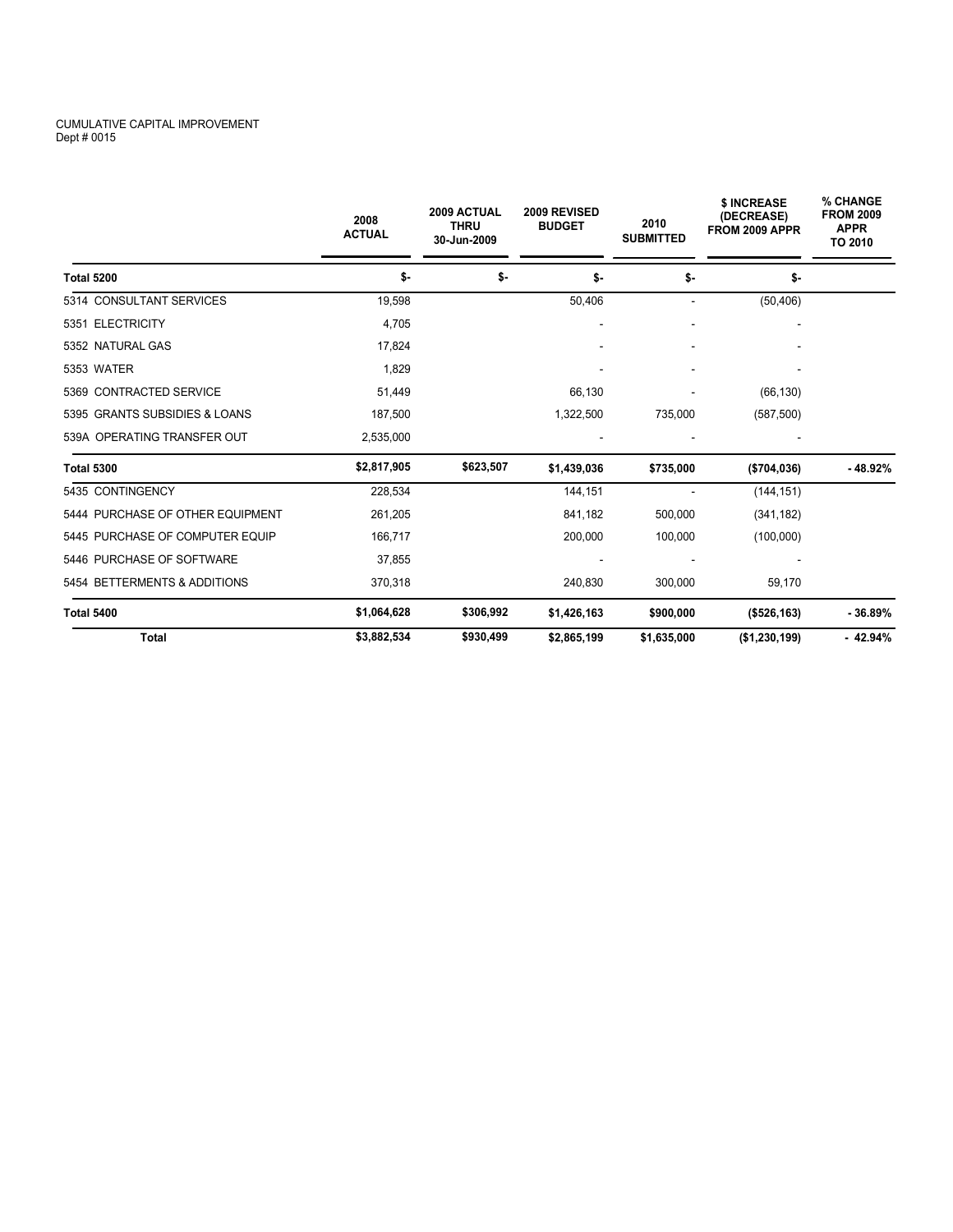CUMULATIVE CAPITAL IMPROVEMENT
Dept # 0015

| | 2008 ACTUAL | 2009 ACTUAL THRU 30-Jun-2009 | 2009 REVISED BUDGET | 2010 SUBMITTED | $ INCREASE (DECREASE) FROM 2009 APPR | % CHANGE FROM 2009 APPR TO 2010 |
|---|---|---|---|---|---|---|
| **Total 5200** | **$-** | **$-** | **$-** | **$-** | **$-** | |
| 5314 CONSULTANT SERVICES | 19,598 | | 50,406 | - | (50,406) | |
| 5351 ELECTRICITY | 4,705 | | - | - | - | |
| 5352 NATURAL GAS | 17,824 | | - | - | - | |
| 5353 WATER | 1,829 | | - | - | - | |
| 5369 CONTRACTED SERVICE | 51,449 | | 66,130 | - | (66,130) | |
| 5395 GRANTS SUBSIDIES & LOANS | 187,500 | | 1,322,500 | 735,000 | (587,500) | |
| 539A OPERATING TRANSFER OUT | 2,535,000 | | - | - | - | |
| **Total 5300** | **$2,817,905** | **$623,507** | **$1,439,036** | **$735,000** | **($704,036)** | **-48.92%** |
| 5435 CONTINGENCY | 228,534 | | 144,151 | - | (144,151) | |
| 5444 PURCHASE OF OTHER EQUIPMENT | 261,205 | | 841,182 | 500,000 | (341,182) | |
| 5445 PURCHASE OF COMPUTER EQUIP | 166,717 | | 200,000 | 100,000 | (100,000) | |
| 5446 PURCHASE OF SOFTWARE | 37,855 | | - | - | - | |
| 5454 BETTERMENTS & ADDITIONS | 370,318 | | 240,830 | 300,000 | 59,170 | |
| **Total 5400** | **$1,064,628** | **$306,992** | **$1,426,163** | **$900,000** | **($526,163)** | **-36.89%** |
| **Total** | **$3,882,534** | **$930,499** | **$2,865,199** | **$1,635,000** | **($1,230,199)** | **- 42.94%** |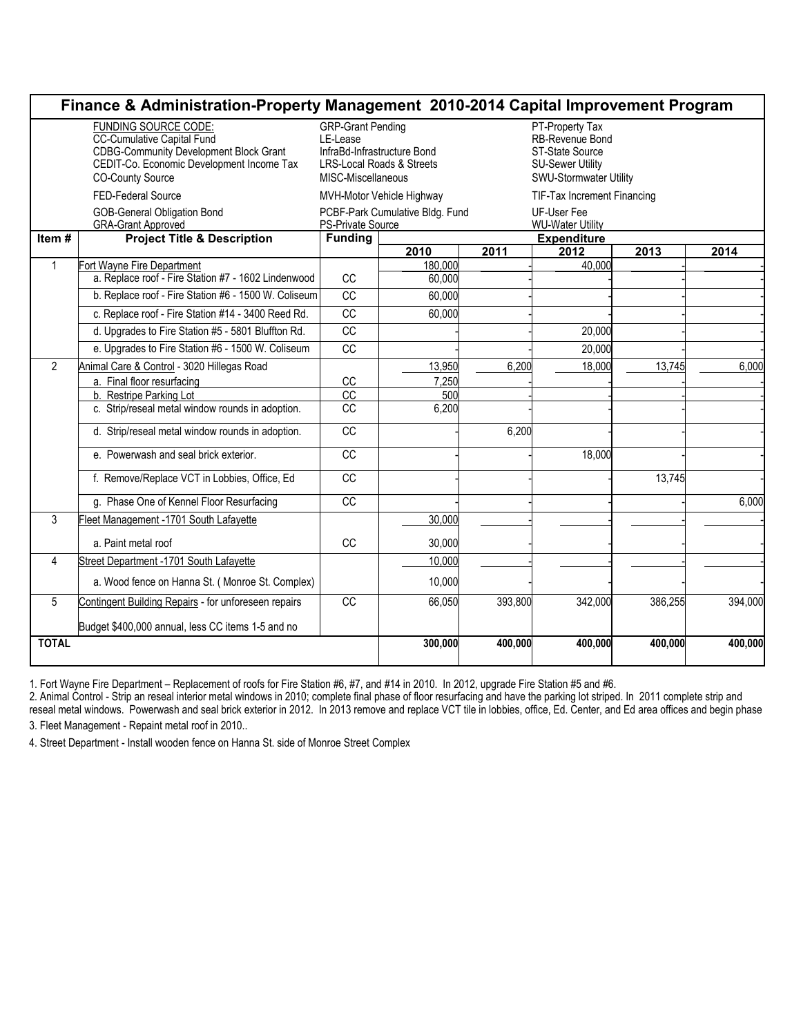# Finance & Administration-Property Management 2010-2014 Capital Improvement Program

| FUNDING SOURCE CODE: | | |
|---|---|---|
| CC-Cumulative Capital Fund | GRP-Grant Pending | PT-Property Tax |
| CDBG-Community Development Block Grant | LE-Lease | RB-Revenue Bond |
| CEDIT-Co. Economic Development Income Tax | InfraBd-Infrastructure Bond | ST-State Source |
| CO-County Source | LRS-Local Roads & Streets | SU-Sewer Utility |
| FED-Federal Source | MISC-Miscellaneous | SWU-Stormwater Utility |
| GOB-General Obligation Bond | MVH-Motor Vehicle Highway | TIF-Tax Increment Financing |
| GRA-Grant Approved | PCBF-Park Cumulative Bldg. Fund | UF-User Fee |
| | PS-Private Source | WU-Water Utility |

| Item # | Project Title & Description | Funding | Expenditure | | | | |
|---|---|---|---|---|---|---|---|
| | | | 2010 | 2011 | 2012 | 2013 | 2014 |
| 1 | Fort Wayne Fire Department | | 180,000 | - | 40,000 | - | - |
| | a. Replace roof - Fire Station #7 - 1602 Lindenwood | CC | 60,000 | - | - | - | - |
| | b. Replace roof - Fire Station #6 - 1500 W. Coliseum | CC | 60,000 | - | - | - | - |
| | c. Replace roof - Fire Station #14 - 3400 Reed Rd. | CC | 60,000 | - | - | - | - |
| | d. Upgrades to Fire Station #5 - 5801 Bluffton Rd. | CC | - | - | 20,000 | - | - |
| | e. Upgrades to Fire Station #6 - 1500 W. Coliseum | CC | - | - | 20,000 | - | - |
| 2 | Animal Care & Control - 3020 Hillegas Road | | 13,950 | 6,200 | 18,000 | 13,745 | 6,000 |
| | a. Final floor resurfacing | CC | 7,250 | - | - | - | - |
| | b. Restripe Parking Lot | CC | 500 | - | - | - | - |
| | c. Strip/reseal metal window rounds in adoption. | CC | 6,200 | - | - | - | - |
| | d. Strip/reseal metal window rounds in adoption. | CC | - | 6,200 | - | - | - |
| | e. Powerwash and seal brick exterior. | CC | - | - | 18,000 | - | - |
| | f. Remove/Replace VCT in Lobbies, Office, Ed | CC | - | - | - | 13,745 | - |
| | g. Phase One of Kennel Floor Resurfacing | CC | - | - | - | - | 6,000 |
| 3 | Fleet Management -1701 South Lafayette | | 30,000 | - | - | - | - |
| | a. Paint metal roof | CC | 30,000 | - | - | - | - |
| 4 | Street Department -1701 South Lafayette | | 10,000 | - | - | - | - |
| | a. Wood fence on Hanna St. ( Monroe St. Complex) | | 10,000 | - | - | - | - |
| 5 | Contingent Building Repairs - for unforeseen repairs | CC | 66,050 | 393,800 | 342,000 | 386,255 | 394,000 |
| | Budget $400,000 annual, less CC items 1-5 and no | | | | | | |
| **TOTAL** | | | **300,000** | **400,000** | **400,000** | **400,000** | **400,000** |

1. Fort Wayne Fire Department – Replacement of roofs for Fire Station #6, #7, and #14 in 2010. In 2012, upgrade Fire Station #5 and #6.

2. Animal Control - Strip an reseal interior metal windows in 2010; complete final phase of floor resurfacing and have the parking lot striped. In 2011 complete strip and reseal metal windows. Powerwash and seal brick exterior in 2012. In 2013 remove and replace VCT tile in lobbies, office, Ed. Center, and Ed area offices and begin phase

3. Fleet Management - Repaint metal roof in 2010..

4. Street Department - Install wooden fence on Hanna St. side of Monroe Street Complex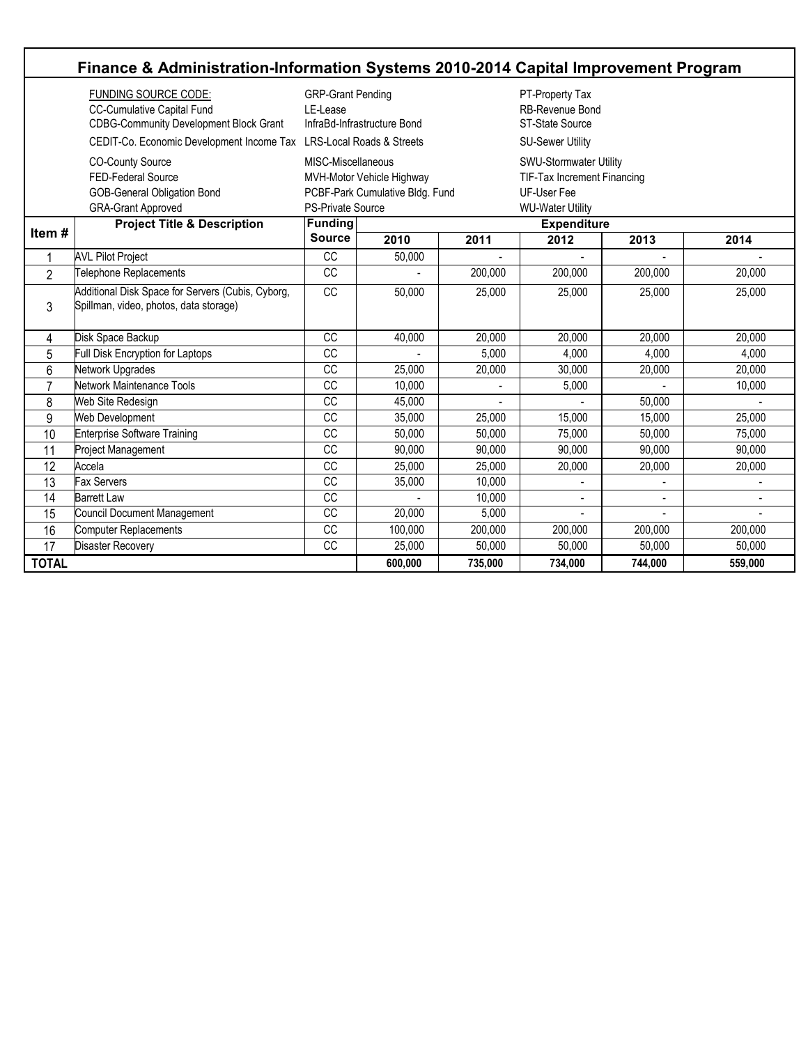# Finance & Administration-Information Systems 2010-2014 Capital Improvement Program

| | | |
|---|---|---|
| FUNDING SOURCE CODE: | GRP-Grant Pending | PT-Property Tax |
| CC-Cumulative Capital Fund | LE-Lease | RB-Revenue Bond |
| CDBG-Community Development Block Grant | InfraBd-Infrastructure Bond | ST-State Source |
| CEDIT-Co. Economic Development Income Tax | LRS-Local Roads & Streets | SU-Sewer Utility |
| CO-County Source | MISC-Miscellaneous | SWU-Stormwater Utility |
| FED-Federal Source | MVH-Motor Vehicle Highway | TIF-Tax Increment Financing |
| GOB-General Obligation Bond | PCBF-Park Cumulative Bldg. Fund | UF-User Fee |
| GRA-Grant Approved | PS-Private Source | WU-Water Utility |

| Item # | Project Title & Description | Funding Source | Expenditure | | | | |
|---|---|---|---|---|---|---|---|
| | | | 2010 | 2011 | 2012 | 2013 | 2014 |
| 1 | AVL Pilot Project | CC | 50,000 | - | - | - | - |
| 2 | Telephone Replacements | CC | - | 200,000 | 200,000 | 200,000 | 20,000 |
| 3 | Additional Disk Space for Servers (Cubis, Cyborg, Spillman, video, photos, data storage) | CC | 50,000 | 25,000 | 25,000 | 25,000 | 25,000 |
| 4 | Disk Space Backup | CC | 40,000 | 20,000 | 20,000 | 20,000 | 20,000 |
| 5 | Full Disk Encryption for Laptops | CC | - | 5,000 | 4,000 | 4,000 | 4,000 |
| 6 | Network Upgrades | CC | 25,000 | 20,000 | 30,000 | 20,000 | 20,000 |
| 7 | Network Maintenance Tools | CC | 10,000 | - | 5,000 | - | 10,000 |
| 8 | Web Site Redesign | CC | 45,000 | - | - | 50,000 | - |
| 9 | Web Development | CC | 35,000 | 25,000 | 15,000 | 15,000 | 25,000 |
| 10 | Enterprise Software Training | CC | 50,000 | 50,000 | 75,000 | 50,000 | 75,000 |
| 11 | Project Management | CC | 90,000 | 90,000 | 90,000 | 90,000 | 90,000 |
| 12 | Accela | CC | 25,000 | 25,000 | 20,000 | 20,000 | 20,000 |
| 13 | Fax Servers | CC | 35,000 | 10,000 | - | - | - |
| 14 | Barrett Law | CC | - | 10,000 | - | - | - |
| 15 | Council Document Management | CC | 20,000 | 5,000 | - | - | - |
| 16 | Computer Replacements | CC | 100,000 | 200,000 | 200,000 | 200,000 | 200,000 |
| 17 | Disaster Recovery | CC | 25,000 | 50,000 | 50,000 | 50,000 | 50,000 |
| **TOTAL** | | | **600,000** | **735,000** | **734,000** | **744,000** | **559,000** |